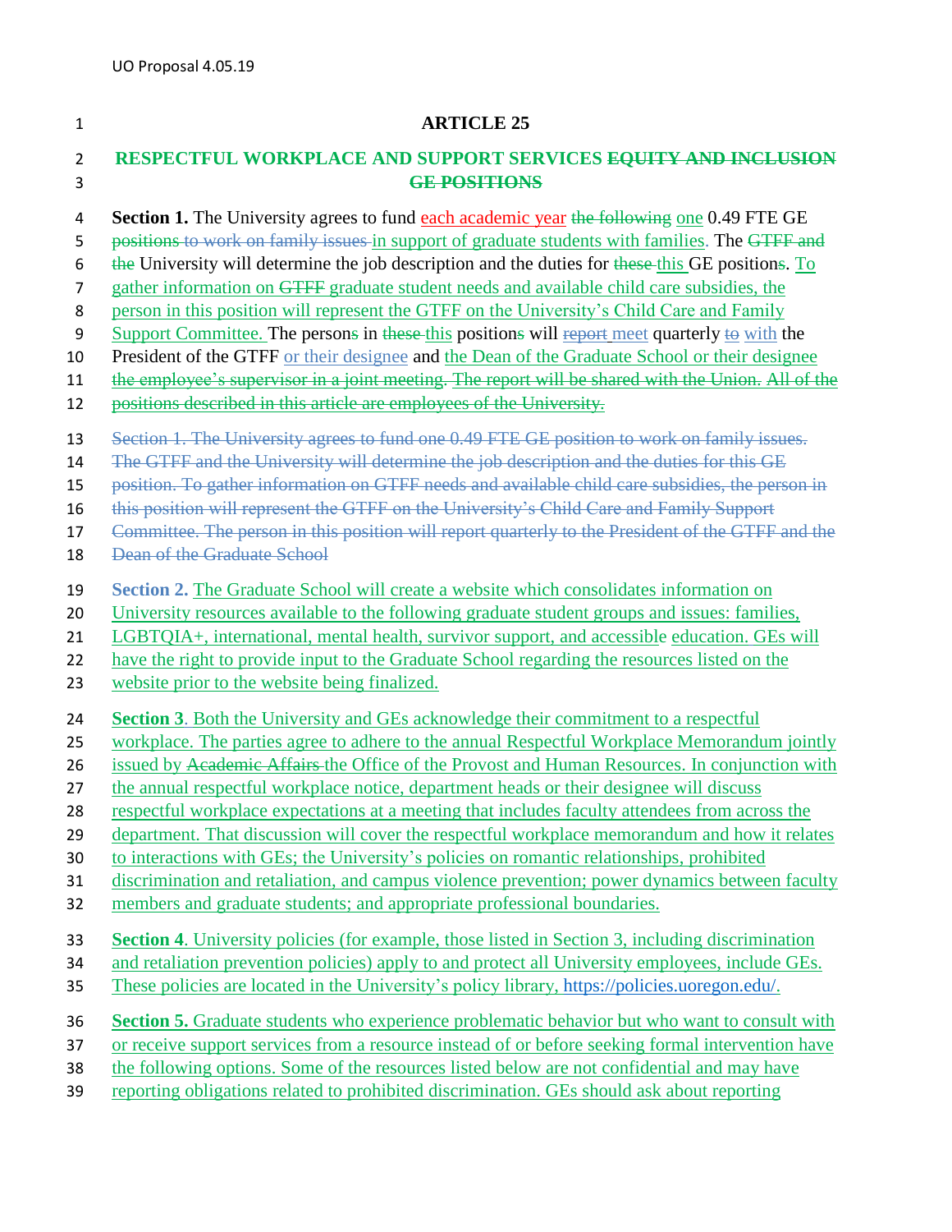# ARTICLE 25

## RESPECTFUL WORKPLACE AND SUPPORT SERVICES ~~EQUITY AND INCLUSION GE POSITIONS~~

**Section 1.** The University agrees to fund each academic year ~~the following~~ one 0.49 FTE GE ~~positions to work on family issues~~ in support of graduate students with families. The ~~GTFF and the~~ University will determine the job description and the duties for ~~these~~ this GE position~~s~~. To gather information on ~~GTFF~~ graduate student needs and available child care subsidies, the person in this position will represent the GTFF on the University's Child Care and Family Support Committee. The person~~s~~ in ~~these~~ this position~~s~~ will ~~report~~ meet quarterly ~~to~~ with the President of the GTFF or their designee and the Dean of the Graduate School or their designee ~~the employee's supervisor in a joint meeting. The report will be shared with the Union. All of the positions described in this article are employees of the University.~~

~~Section 1. The University agrees to fund one 0.49 FTE GE position to work on family issues. The GTFF and the University will determine the job description and the duties for this GE position. To gather information on GTFF needs and available child care subsidies, the person in this position will represent the GTFF on the University's Child Care and Family Support Committee. The person in this position will report quarterly to the President of the GTFF and the Dean of the Graduate School~~

**Section 2.** The Graduate School will create a website which consolidates information on University resources available to the following graduate student groups and issues: families, LGBTQIA+, international, mental health, survivor support, and accessible education. GEs will have the right to provide input to the Graduate School regarding the resources listed on the website prior to the website being finalized.

**Section 3**. Both the University and GEs acknowledge their commitment to a respectful workplace. The parties agree to adhere to the annual Respectful Workplace Memorandum jointly issued by ~~Academic Affairs~~ the Office of the Provost and Human Resources. In conjunction with the annual respectful workplace notice, department heads or their designee will discuss respectful workplace expectations at a meeting that includes faculty attendees from across the department. That discussion will cover the respectful workplace memorandum and how it relates to interactions with GEs; the University's policies on romantic relationships, prohibited discrimination and retaliation, and campus violence prevention; power dynamics between faculty members and graduate students; and appropriate professional boundaries.

**Section 4**. University policies (for example, those listed in Section 3, including discrimination and retaliation prevention policies) apply to and protect all University employees, include GEs. These policies are located in the University's policy library, https://policies.uoregon.edu/.

**Section 5.** Graduate students who experience problematic behavior but who want to consult with or receive support services from a resource instead of or before seeking formal intervention have the following options. Some of the resources listed below are not confidential and may have reporting obligations related to prohibited discrimination. GEs should ask about reporting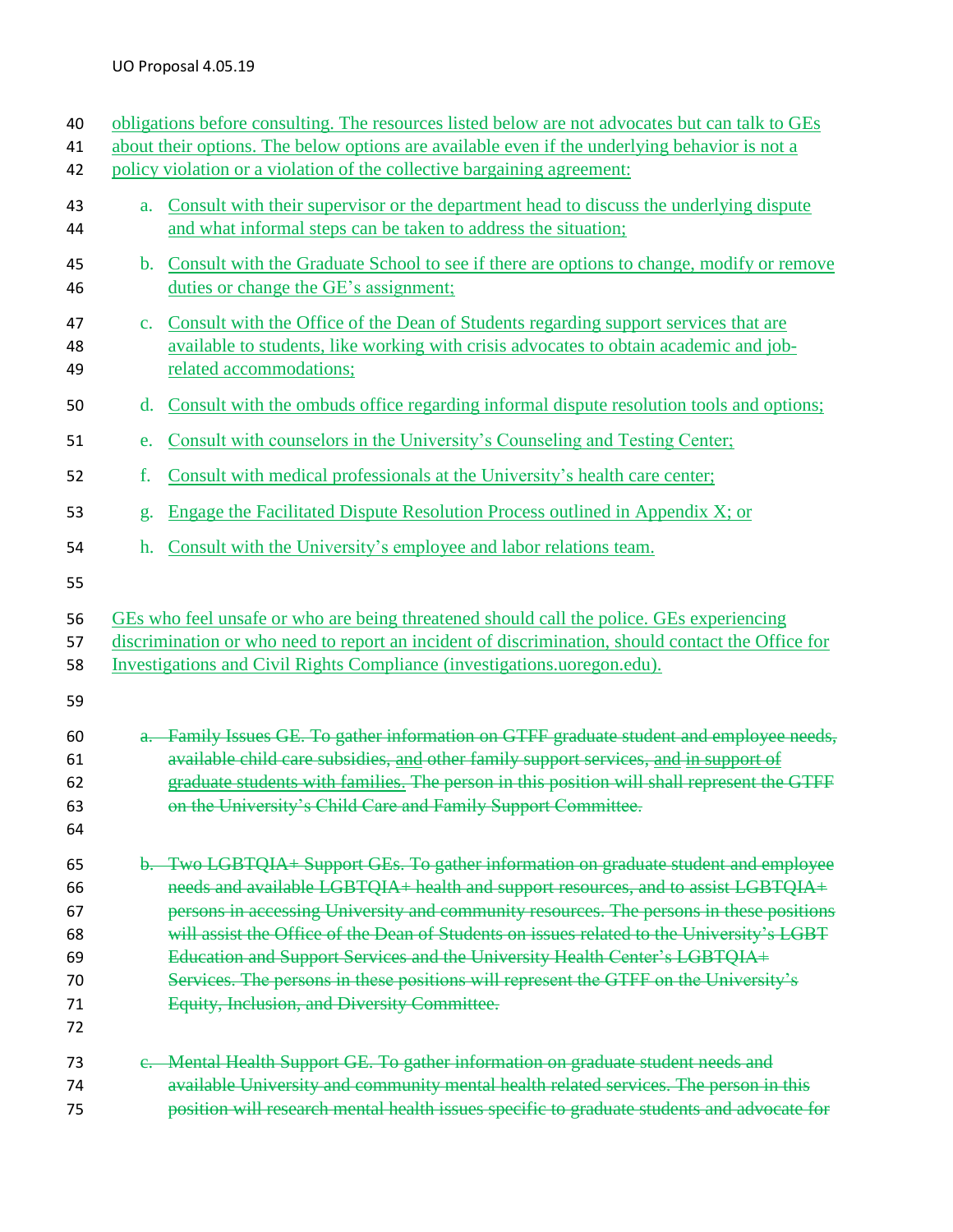obligations before consulting. The resources listed below are not advocates but can talk to GEs about their options. The below options are available even if the underlying behavior is not a policy violation or a violation of the collective bargaining agreement:

a. Consult with their supervisor or the department head to discuss the underlying dispute and what informal steps can be taken to address the situation;

b. Consult with the Graduate School to see if there are options to change, modify or remove duties or change the GE's assignment;

c. Consult with the Office of the Dean of Students regarding support services that are available to students, like working with crisis advocates to obtain academic and job-related accommodations;

d. Consult with the ombuds office regarding informal dispute resolution tools and options;

e. Consult with counselors in the University's Counseling and Testing Center;

f. Consult with medical professionals at the University's health care center;

g. Engage the Facilitated Dispute Resolution Process outlined in Appendix X; or

h. Consult with the University's employee and labor relations team.

GEs who feel unsafe or who are being threatened should call the police. GEs experiencing discrimination or who need to report an incident of discrimination, should contact the Office for Investigations and Civil Rights Compliance (investigations.uoregon.edu).

~~a. Family Issues GE. To gather information on GTFF graduate student and employee needs, available child care subsidies, and other family support services, and in support of graduate students with families. The person in this position will shall represent the GTFF on the University's Child Care and Family Support Committee.~~

~~b. Two LGBTQIA+ Support GEs. To gather information on graduate student and employee needs and available LGBTQIA+ health and support resources, and to assist LGBTQIA+ persons in accessing University and community resources. The persons in these positions will assist the Office of the Dean of Students on issues related to the University's LGBT Education and Support Services and the University Health Center's LGBTQIA+ Services. The persons in these positions will represent the GTFF on the University's Equity, Inclusion, and Diversity Committee.~~

~~c. Mental Health Support GE. To gather information on graduate student needs and available University and community mental health related services. The person in this position will research mental health issues specific to graduate students and advocate for~~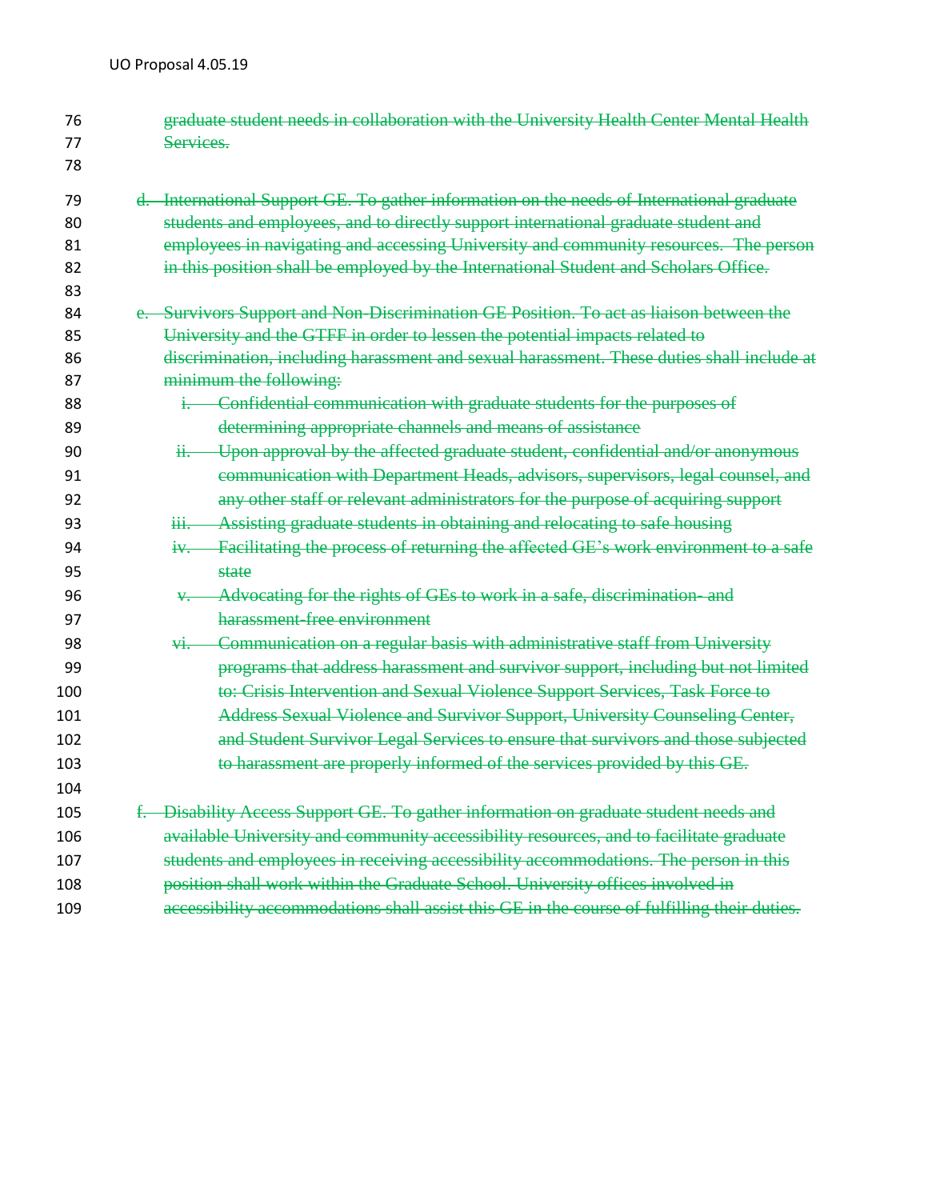~~graduate student needs in collaboration with the University Health Center Mental Health Services.~~

~~d. International Support GE. To gather information on the needs of International graduate students and employees, and to directly support international graduate student and employees in navigating and accessing University and community resources. The person in this position shall be employed by the International Student and Scholars Office.~~

~~e. Survivors Support and Non-Discrimination GE Position. To act as liaison between the University and the GTFF in order to lessen the potential impacts related to discrimination, including harassment and sexual harassment. These duties shall include at minimum the following:~~

~~i. Confidential communication with graduate students for the purposes of determining appropriate channels and means of assistance~~

~~ii. Upon approval by the affected graduate student, confidential and/or anonymous communication with Department Heads, advisors, supervisors, legal counsel, and any other staff or relevant administrators for the purpose of acquiring support~~

~~iii. Assisting graduate students in obtaining and relocating to safe housing~~

~~iv. Facilitating the process of returning the affected GE's work environment to a safe state~~

~~v. Advocating for the rights of GEs to work in a safe, discrimination- and harassment-free environment~~

~~vi. Communication on a regular basis with administrative staff from University programs that address harassment and survivor support, including but not limited to: Crisis Intervention and Sexual Violence Support Services, Task Force to Address Sexual Violence and Survivor Support, University Counseling Center, and Student Survivor Legal Services to ensure that survivors and those subjected to harassment are properly informed of the services provided by this GE.~~

~~f. Disability Access Support GE. To gather information on graduate student needs and available University and community accessibility resources, and to facilitate graduate students and employees in receiving accessibility accommodations. The person in this position shall work within the Graduate School. University offices involved in accessibility accommodations shall assist this GE in the course of fulfilling their duties.~~